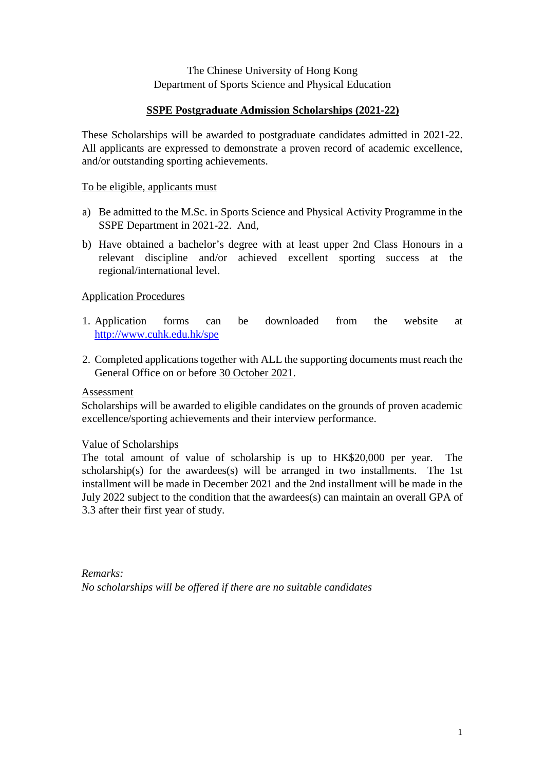The Chinese University of Hong Kong
Department of Sports Science and Physical Education

# SSPE Postgraduate Admission Scholarships (2021-22)

These Scholarships will be awarded to postgraduate candidates admitted in 2021-22. All applicants are expressed to demonstrate a proven record of academic excellence, and/or outstanding sporting achievements.

## To be eligible, applicants must

a) Be admitted to the M.Sc. in Sports Science and Physical Activity Programme in the SSPE Department in 2021-22. And,

b) Have obtained a bachelor's degree with at least upper 2nd Class Honours in a relevant discipline and/or achieved excellent sporting success at the regional/international level.

## Application Procedures

1. Application forms can be downloaded from the website at http://www.cuhk.edu.hk/spe
2. Completed applications together with ALL the supporting documents must reach the General Office on or before 30 October 2021.

## Assessment

Scholarships will be awarded to eligible candidates on the grounds of proven academic excellence/sporting achievements and their interview performance.

## Value of Scholarships

The total amount of value of scholarship is up to HK$20,000 per year. The scholarship(s) for the awardees(s) will be arranged in two installments. The 1st installment will be made in December 2021 and the 2nd installment will be made in the July 2022 subject to the condition that the awardees(s) can maintain an overall GPA of 3.3 after their first year of study.

*Remarks:*
*No scholarships will be offered if there are no suitable candidates*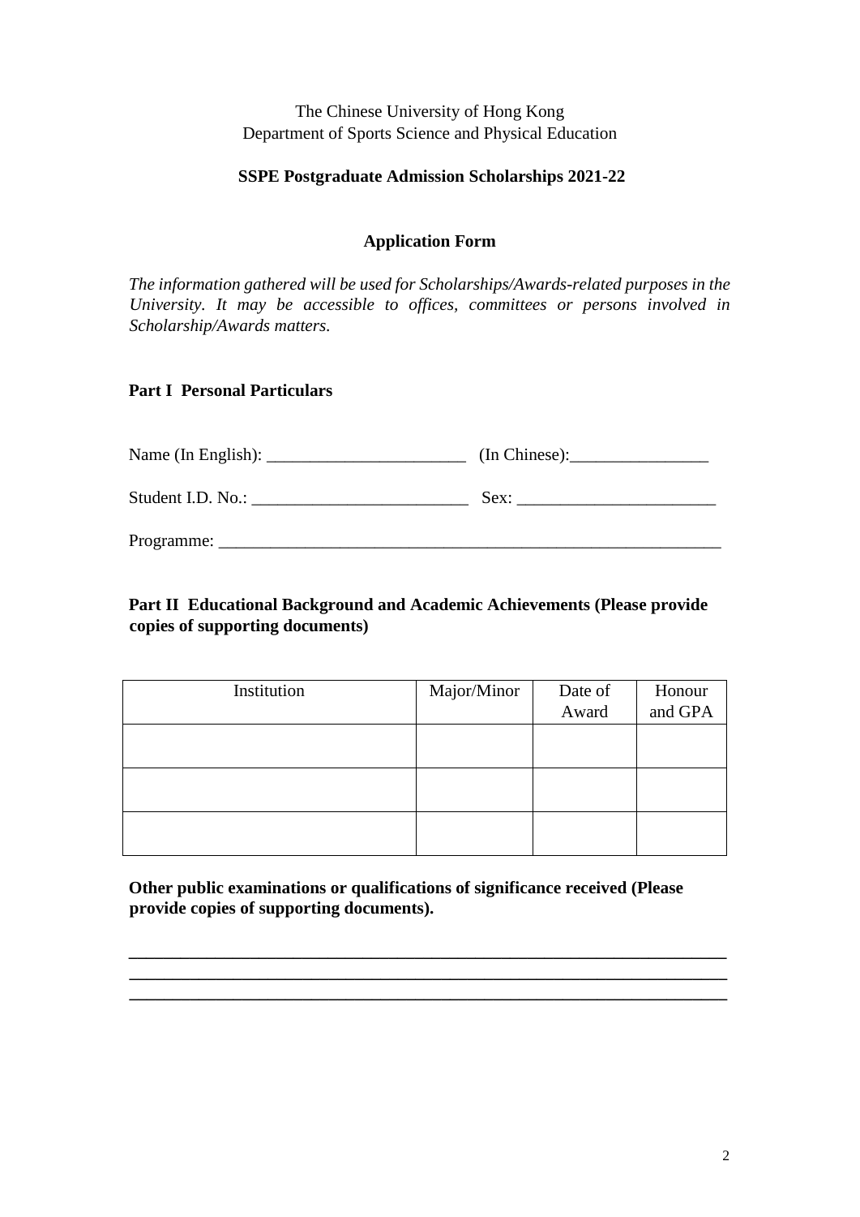The Chinese University of Hong Kong
Department of Sports Science and Physical Education

**SSPE Postgraduate Admission Scholarships 2021-22**

**Application Form**

*The information gathered will be used for Scholarships/Awards-related purposes in the University. It may be accessible to offices, committees or persons involved in Scholarship/Awards matters.*

**Part I Personal Particulars**

Name (In English): _______________________ (In Chinese):________________

Student I.D. No.: _________________________ Sex: _______________________

Programme: ____________________________________________________________

**Part II Educational Background and Academic Achievements (Please provide copies of supporting documents)**

| Institution | Major/Minor | Date of Award | Honour and GPA |
|---|---|---|---|
| | | | |
| | | | |
| | | | |

**Other public examinations or qualifications of significance received (Please provide copies of supporting documents).**

______________________________________________________________________
______________________________________________________________________
______________________________________________________________________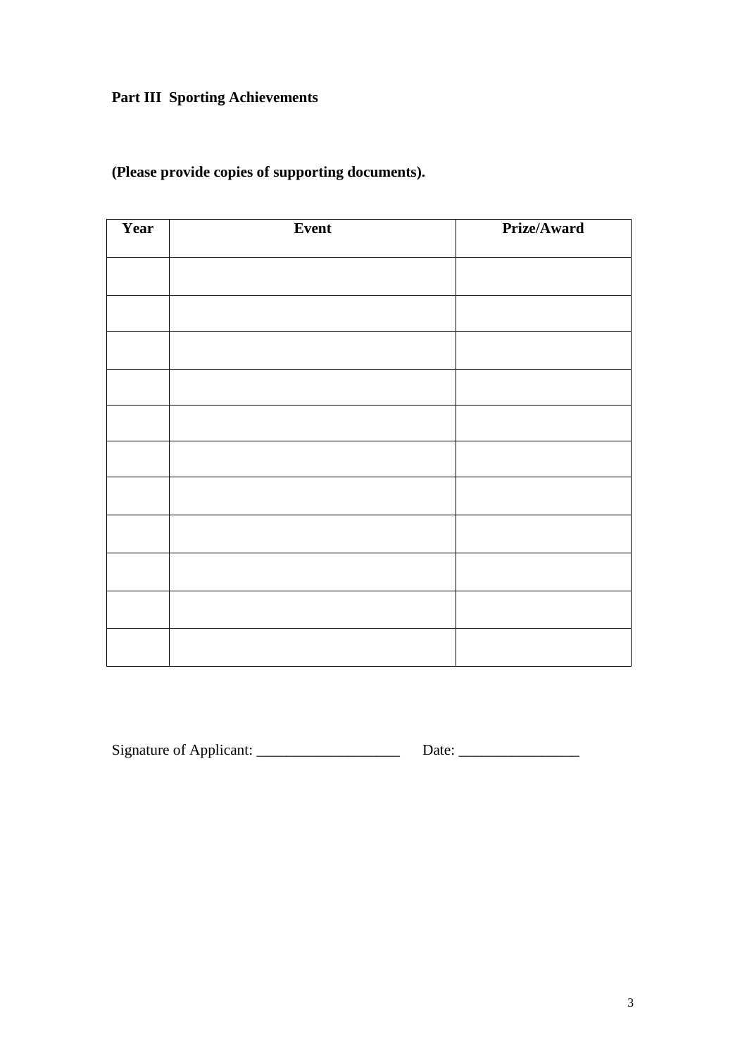**Part III  Sporting Achievements**

**(Please provide copies of supporting documents).**

| Year | Event | Prize/Award |
|---|---|---|
| | | |
| | | |
| | | |
| | | |
| | | |
| | | |
| | | |
| | | |
| | | |
| | | |
| | | |

Signature of Applicant: ___________________      Date: ________________